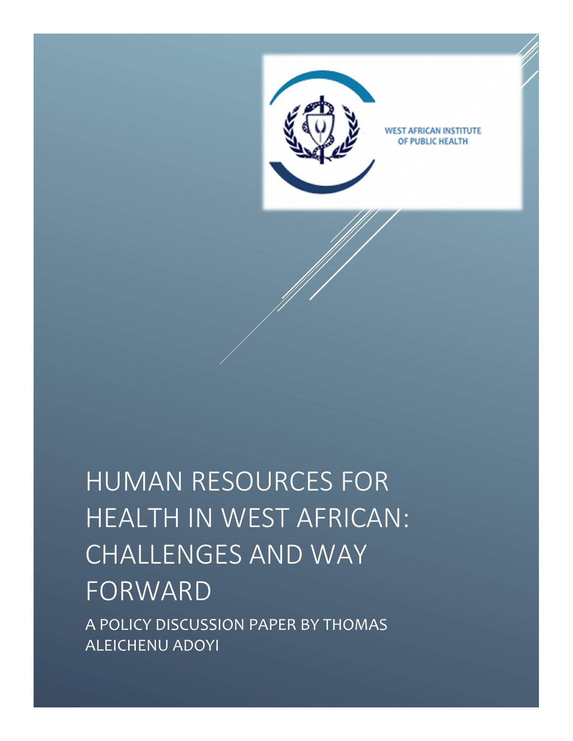WEST AFRICAN INSTITUTE OF PUBLIC HEALTH

# HUMAN RESOURCES FOR HEALTH IN WEST AFRICAN: CHALLENGES AND WAY FORWARD

A POLICY DISCUSSION PAPER BY THOMAS ALEICHENU ADOYI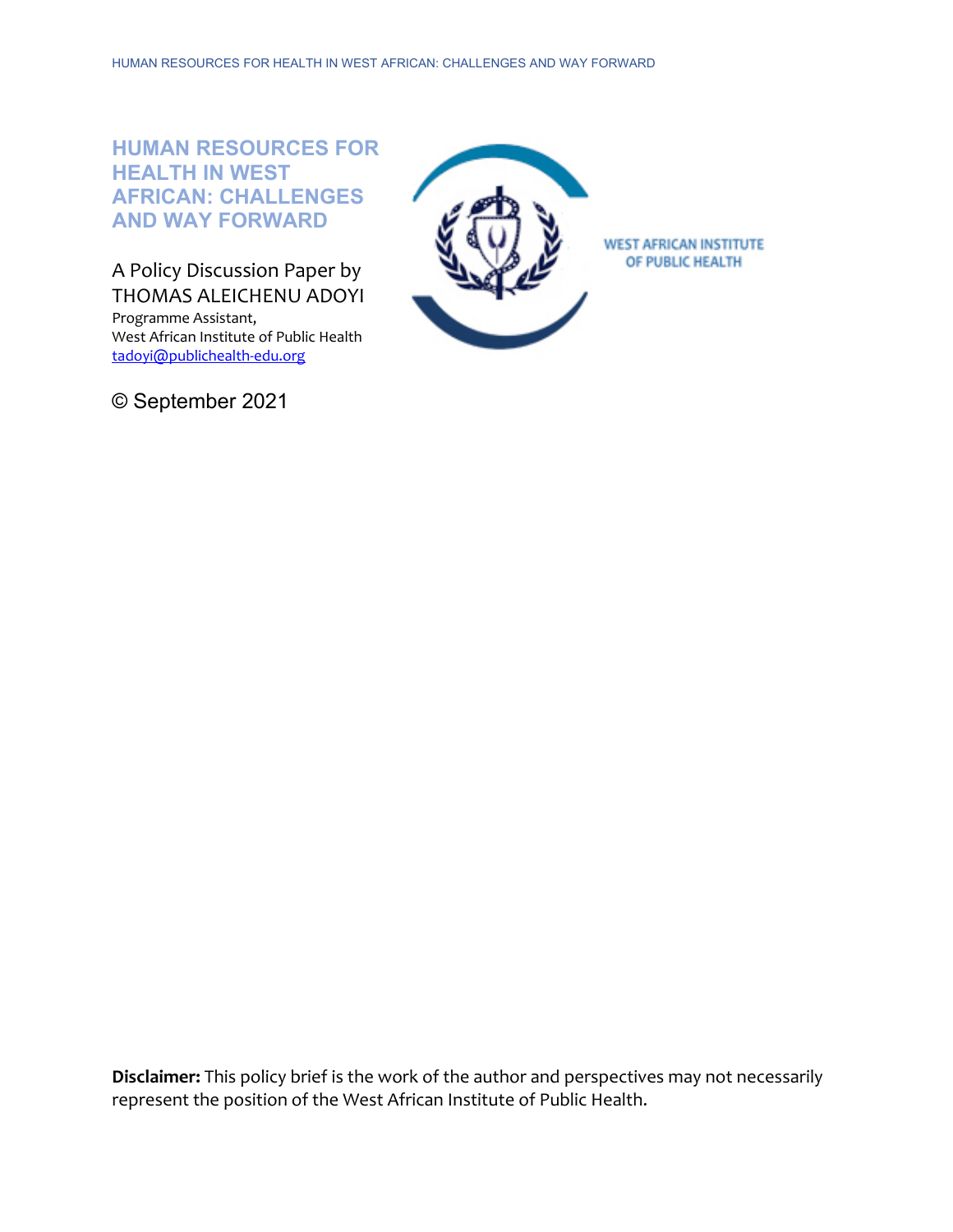# HUMAN RESOURCES FOR HEALTH IN WEST AFRICAN: CHALLENGES AND WAY FORWARD

A Policy Discussion Paper by
THOMAS ALEICHENU ADOYI
Programme Assistant,
West African Institute of Public Health
tadoyi@publichealth-edu.org

WEST AFRICAN INSTITUTE OF PUBLIC HEALTH

© September 2021

**Disclaimer:** This policy brief is the work of the author and perspectives may not necessarily represent the position of the West African Institute of Public Health.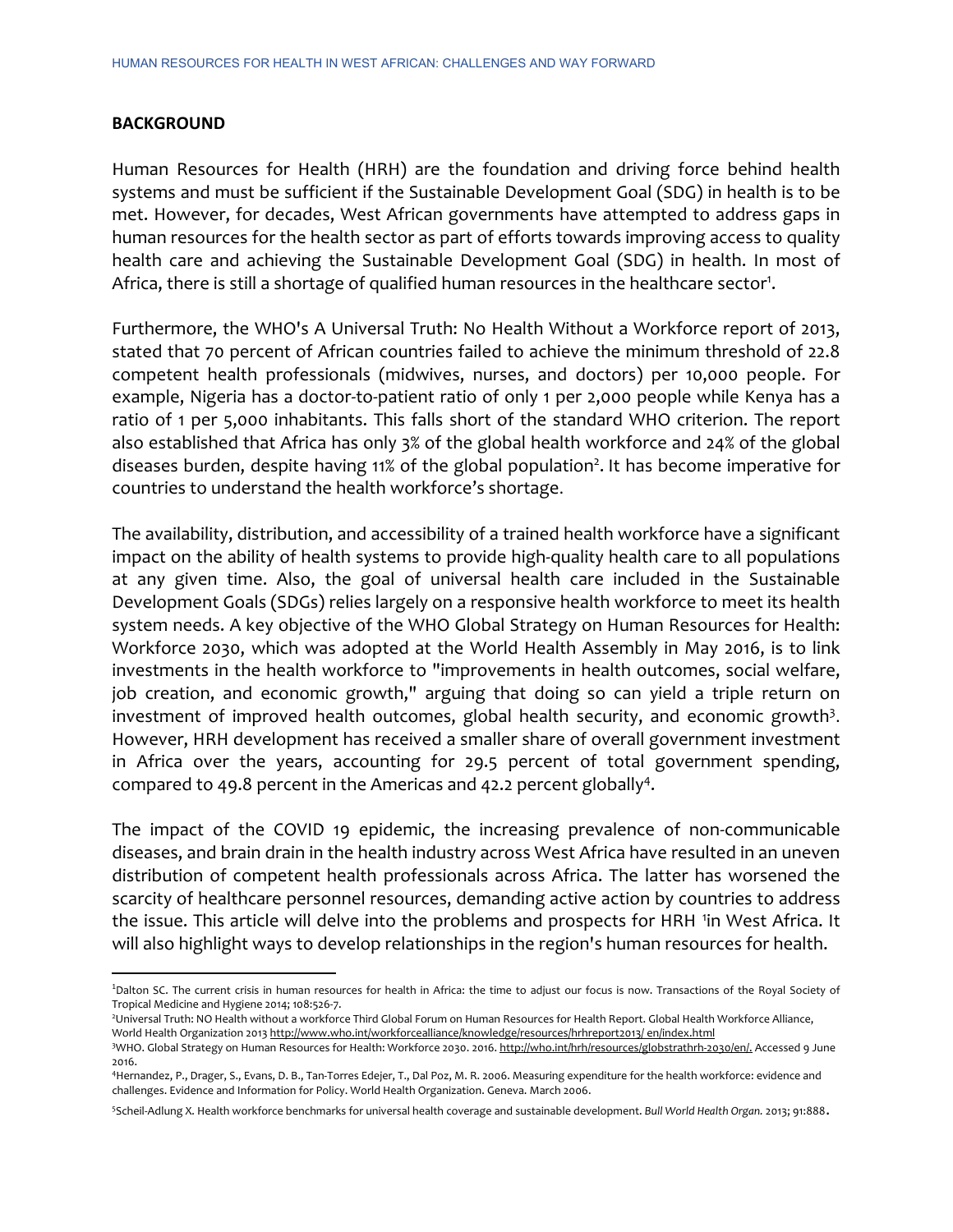## BACKGROUND

Human Resources for Health (HRH) are the foundation and driving force behind health systems and must be sufficient if the Sustainable Development Goal (SDG) in health is to be met. However, for decades, West African governments have attempted to address gaps in human resources for the health sector as part of efforts towards improving access to quality health care and achieving the Sustainable Development Goal (SDG) in health. In most of Africa, there is still a shortage of qualified human resources in the healthcare sector[1].

Furthermore, the WHO's A Universal Truth: No Health Without a Workforce report of 2013, stated that 70 percent of African countries failed to achieve the minimum threshold of 22.8 competent health professionals (midwives, nurses, and doctors) per 10,000 people. For example, Nigeria has a doctor-to-patient ratio of only 1 per 2,000 people while Kenya has a ratio of 1 per 5,000 inhabitants. This falls short of the standard WHO criterion. The report also established that Africa has only 3% of the global health workforce and 24% of the global diseases burden, despite having 11% of the global population[2]. It has become imperative for countries to understand the health workforce's shortage.

The availability, distribution, and accessibility of a trained health workforce have a significant impact on the ability of health systems to provide high-quality health care to all populations at any given time. Also, the goal of universal health care included in the Sustainable Development Goals (SDGs) relies largely on a responsive health workforce to meet its health system needs. A key objective of the WHO Global Strategy on Human Resources for Health: Workforce 2030, which was adopted at the World Health Assembly in May 2016, is to link investments in the health workforce to "improvements in health outcomes, social welfare, job creation, and economic growth," arguing that doing so can yield a triple return on investment of improved health outcomes, global health security, and economic growth[3]. However, HRH development has received a smaller share of overall government investment in Africa over the years, accounting for 29.5 percent of total government spending, compared to 49.8 percent in the Americas and 42.2 percent globally[4].

The impact of the COVID 19 epidemic, the increasing prevalence of non-communicable diseases, and brain drain in the health industry across West Africa have resulted in an uneven distribution of competent health professionals across Africa. The latter has worsened the scarcity of healthcare personnel resources, demanding active action by countries to address the issue. This article will delve into the problems and prospects for HRH [1]in West Africa. It will also highlight ways to develop relationships in the region's human resources for health.

---

[1]Dalton SC. The current crisis in human resources for health in Africa: the time to adjust our focus is now. Transactions of the Royal Society of Tropical Medicine and Hygiene 2014; 108:526-7.

[2]Universal Truth: NO Health without a workforce Third Global Forum on Human Resources for Health Report. Global Health Workforce Alliance, World Health Organization 2013 http://www.who.int/workforcealliance/knowledge/resources/hrhreport2013/ en/index.html

[3]WHO. Global Strategy on Human Resources for Health: Workforce 2030. 2016. http://who.int/hrh/resources/globstrathrh-2030/en/. Accessed 9 June 2016.

[4]Hernandez, P., Drager, S., Evans, D. B., Tan-Torres Edejer, T., Dal Poz, M. R. 2006. Measuring expenditure for the health workforce: evidence and challenges. Evidence and Information for Policy. World Health Organization. Geneva. March 2006.

[5]Scheil-Adlung X. Health workforce benchmarks for universal health coverage and sustainable development. *Bull World Health Organ.* 2013; 91:888.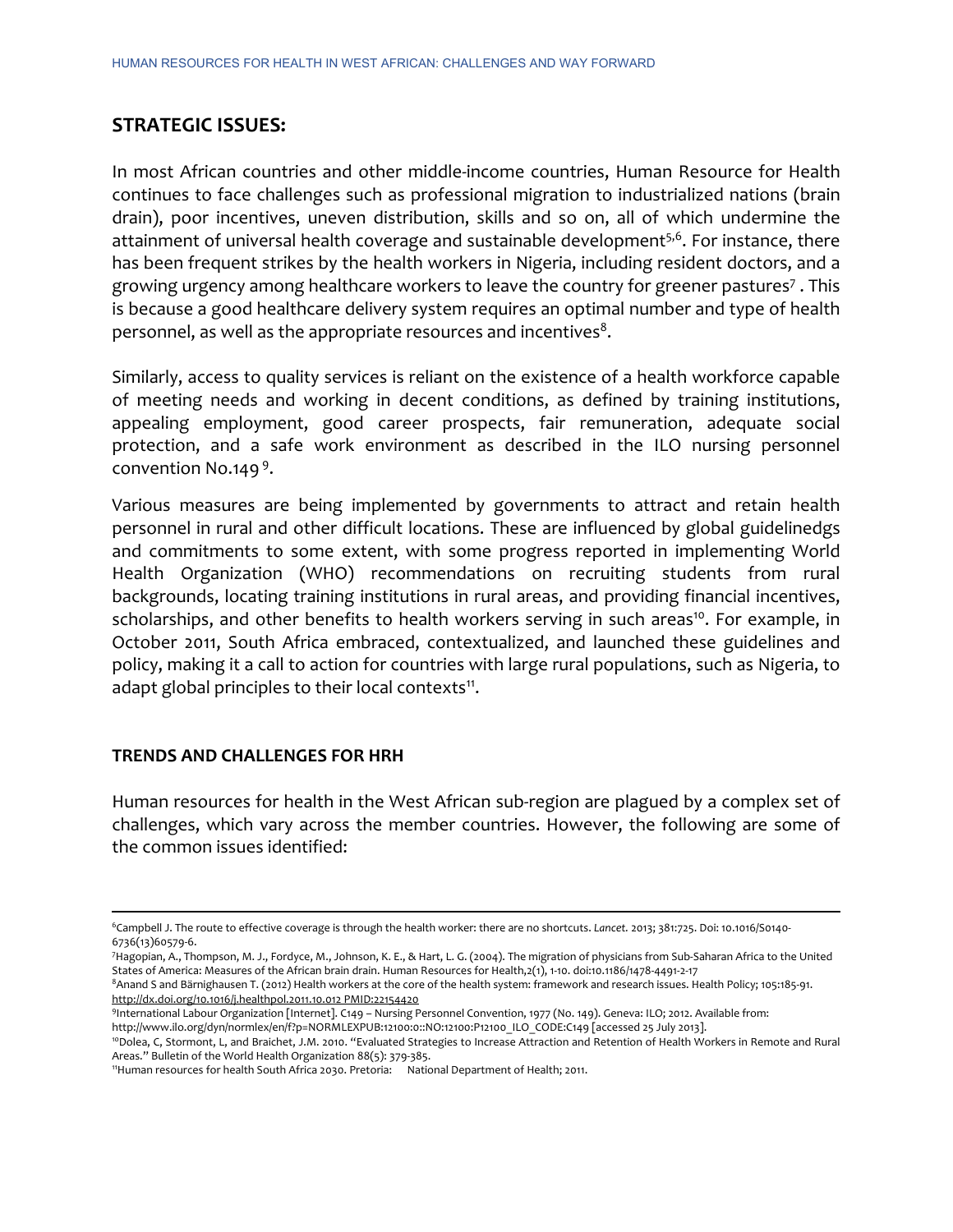## STRATEGIC ISSUES:

In most African countries and other middle-income countries, Human Resource for Health continues to face challenges such as professional migration to industrialized nations (brain drain), poor incentives, uneven distribution, skills and so on, all of which undermine the attainment of universal health coverage and sustainable development[5,6]. For instance, there has been frequent strikes by the health workers in Nigeria, including resident doctors, and a growing urgency among healthcare workers to leave the country for greener pastures[7] . This is because a good healthcare delivery system requires an optimal number and type of health personnel, as well as the appropriate resources and incentives[8].

Similarly, access to quality services is reliant on the existence of a health workforce capable of meeting needs and working in decent conditions, as defined by training institutions, appealing employment, good career prospects, fair remuneration, adequate social protection, and a safe work environment as described in the ILO nursing personnel convention No.149 [9].

Various measures are being implemented by governments to attract and retain health personnel in rural and other difficult locations. These are influenced by global guidelinedgs and commitments to some extent, with some progress reported in implementing World Health Organization (WHO) recommendations on recruiting students from rural backgrounds, locating training institutions in rural areas, and providing financial incentives, scholarships, and other benefits to health workers serving in such areas[10]. For example, in October 2011, South Africa embraced, contextualized, and launched these guidelines and policy, making it a call to action for countries with large rural populations, such as Nigeria, to adapt global principles to their local contexts[11].

### TRENDS AND CHALLENGES FOR HRH

Human resources for health in the West African sub-region are plagued by a complex set of challenges, which vary across the member countries. However, the following are some of the common issues identified:

---

[6]Campbell J. The route to effective coverage is through the health worker: there are no shortcuts. *Lancet.* 2013; 381:725. Doi: 10.1016/S0140-6736(13)60579-6.

[7]Hagopian, A., Thompson, M. J., Fordyce, M., Johnson, K. E., & Hart, L. G. (2004). The migration of physicians from Sub-Saharan Africa to the United States of America: Measures of the African brain drain. Human Resources for Health,2(1), 1-10. doi:10.1186/1478-4491-2-17

[8]Anand S and Bärnighausen T. (2012) Health workers at the core of the health system: framework and research issues. Health Policy; 105:185-91. http://dx.doi.org/10.1016/j.healthpol.2011.10.012 PMID:22154420

[9]International Labour Organization [Internet]. C149 – Nursing Personnel Convention, 1977 (No. 149). Geneva: ILO; 2012. Available from: http://www.ilo.org/dyn/normlex/en/f?p=NORMLEXPUB:12100:0::NO:12100:P12100_ILO_CODE:C149 [accessed 25 July 2013].

[10]Dolea, C, Stormont, L, and Braichet, J.M. 2010. "Evaluated Strategies to Increase Attraction and Retention of Health Workers in Remote and Rural Areas." Bulletin of the World Health Organization 88(5): 379-385.

[11]Human resources for health South Africa 2030. Pretoria: National Department of Health; 2011.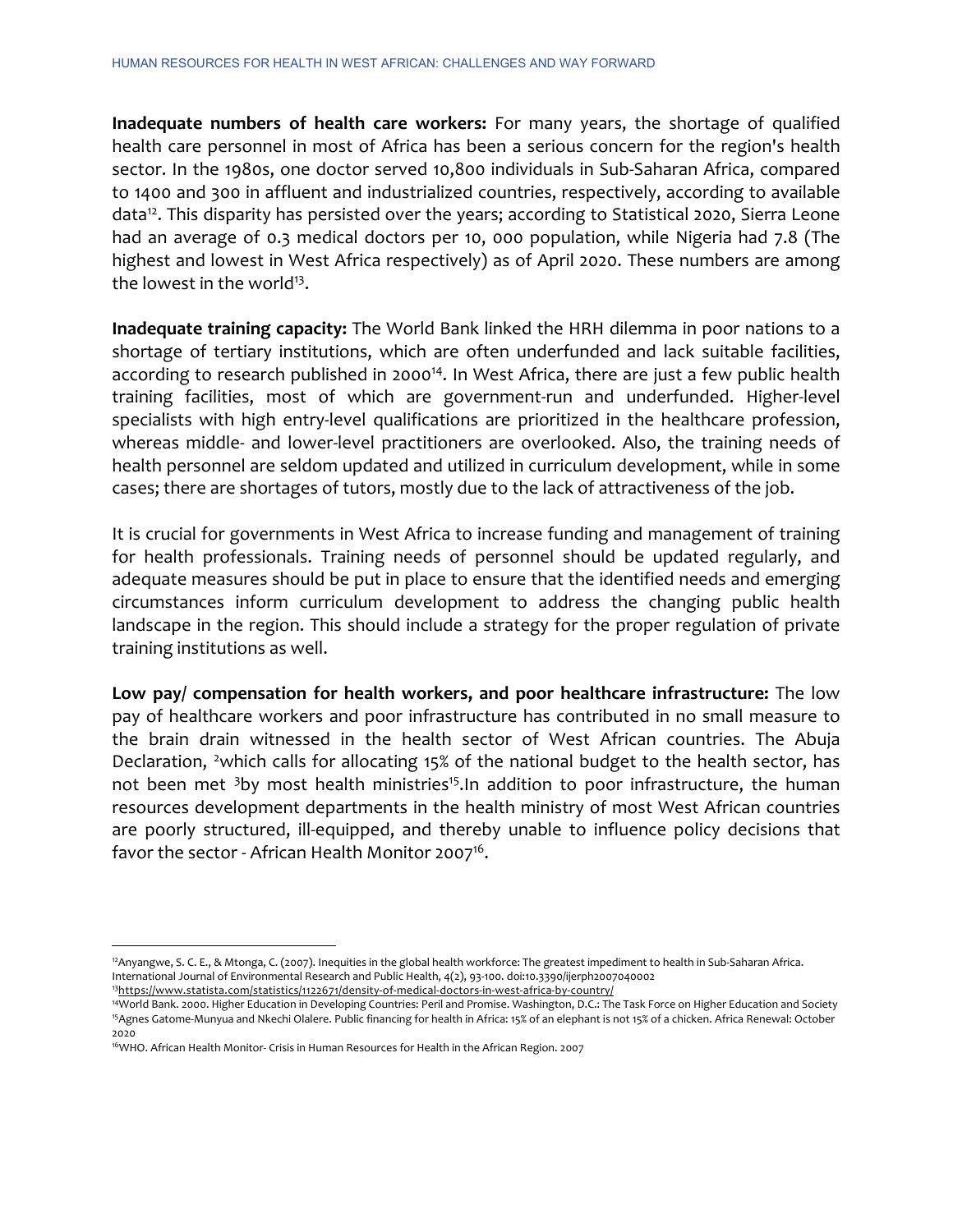**Inadequate numbers of health care workers:** For many years, the shortage of qualified health care personnel in most of Africa has been a serious concern for the region's health sector. In the 1980s, one doctor served 10,800 individuals in Sub-Saharan Africa, compared to 1400 and 300 in affluent and industrialized countries, respectively, according to available data[12]. This disparity has persisted over the years; according to Statistical 2020, Sierra Leone had an average of 0.3 medical doctors per 10, 000 population, while Nigeria had 7.8 (The highest and lowest in West Africa respectively) as of April 2020. These numbers are among the lowest in the world[13].

**Inadequate training capacity:** The World Bank linked the HRH dilemma in poor nations to a shortage of tertiary institutions, which are often underfunded and lack suitable facilities, according to research published in 2000[14]. In West Africa, there are just a few public health training facilities, most of which are government-run and underfunded. Higher-level specialists with high entry-level qualifications are prioritized in the healthcare profession, whereas middle- and lower-level practitioners are overlooked. Also, the training needs of health personnel are seldom updated and utilized in curriculum development, while in some cases; there are shortages of tutors, mostly due to the lack of attractiveness of the job.

It is crucial for governments in West Africa to increase funding and management of training for health professionals. Training needs of personnel should be updated regularly, and adequate measures should be put in place to ensure that the identified needs and emerging circumstances inform curriculum development to address the changing public health landscape in the region. This should include a strategy for the proper regulation of private training institutions as well.

**Low pay/ compensation for health workers, and poor healthcare infrastructure:** The low pay of healthcare workers and poor infrastructure has contributed in no small measure to the brain drain witnessed in the health sector of West African countries. The Abuja Declaration, [2]which calls for allocating 15% of the national budget to the health sector, has not been met [3]by most health ministries[15].In addition to poor infrastructure, the human resources development departments in the health ministry of most West African countries are poorly structured, ill-equipped, and thereby unable to influence policy decisions that favor the sector - African Health Monitor 2007[16].

---

[12] Anyangwe, S. C. E., & Mtonga, C. (2007). Inequities in the global health workforce: The greatest impediment to health in Sub-Saharan Africa. International Journal of Environmental Research and Public Health, 4(2), 93-100. doi:10.3390/ijerph2007040002

[13] https://www.statista.com/statistics/1122671/density-of-medical-doctors-in-west-africa-by-country/

[14] World Bank. 2000. Higher Education in Developing Countries: Peril and Promise. Washington, D.C.: The Task Force on Higher Education and Society

[15] Agnes Gatome-Munyua and Nkechi Olalere. Public financing for health in Africa: 15% of an elephant is not 15% of a chicken. Africa Renewal: October 2020

[16] WHO. African Health Monitor- Crisis in Human Resources for Health in the African Region. 2007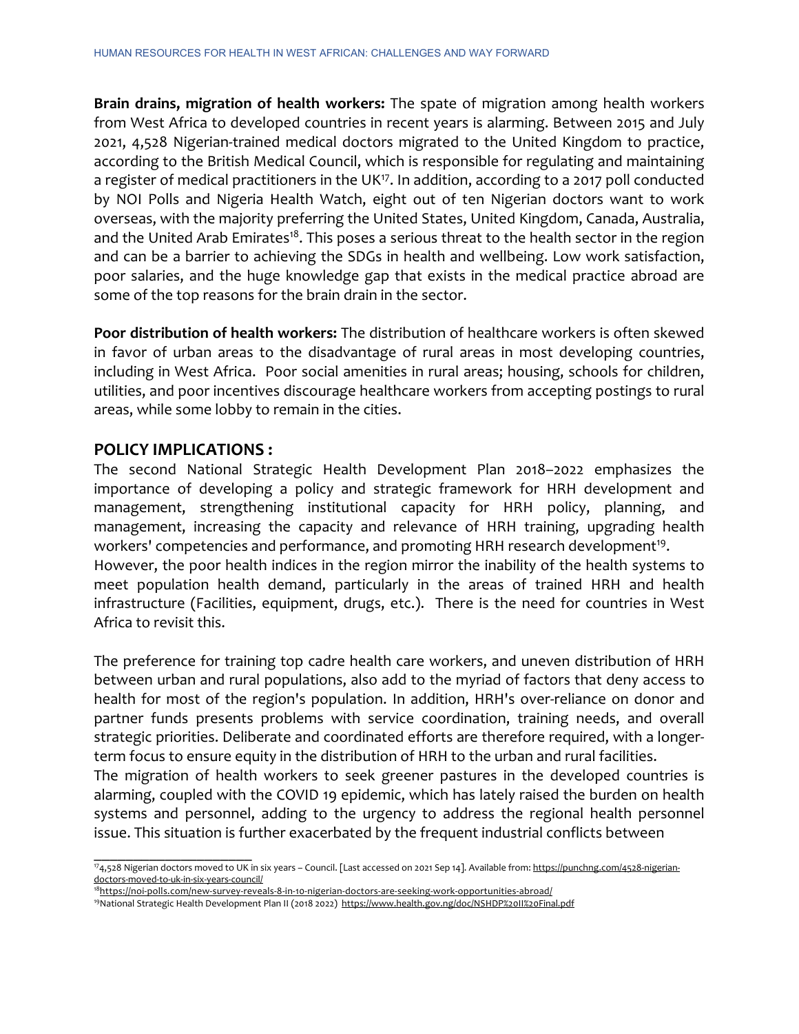**Brain drains, migration of health workers:** The spate of migration among health workers from West Africa to developed countries in recent years is alarming. Between 2015 and July 2021, 4,528 Nigerian-trained medical doctors migrated to the United Kingdom to practice, according to the British Medical Council, which is responsible for regulating and maintaining a register of medical practitioners in the UK[17]. In addition, according to a 2017 poll conducted by NOI Polls and Nigeria Health Watch, eight out of ten Nigerian doctors want to work overseas, with the majority preferring the United States, United Kingdom, Canada, Australia, and the United Arab Emirates[18]. This poses a serious threat to the health sector in the region and can be a barrier to achieving the SDGs in health and wellbeing. Low work satisfaction, poor salaries, and the huge knowledge gap that exists in the medical practice abroad are some of the top reasons for the brain drain in the sector.

**Poor distribution of health workers:** The distribution of healthcare workers is often skewed in favor of urban areas to the disadvantage of rural areas in most developing countries, including in West Africa. Poor social amenities in rural areas; housing, schools for children, utilities, and poor incentives discourage healthcare workers from accepting postings to rural areas, while some lobby to remain in the cities.

## POLICY IMPLICATIONS :

The second National Strategic Health Development Plan 2018–2022 emphasizes the importance of developing a policy and strategic framework for HRH development and management, strengthening institutional capacity for HRH policy, planning, and management, increasing the capacity and relevance of HRH training, upgrading health workers' competencies and performance, and promoting HRH research development[19].

However, the poor health indices in the region mirror the inability of the health systems to meet population health demand, particularly in the areas of trained HRH and health infrastructure (Facilities, equipment, drugs, etc.). There is the need for countries in West Africa to revisit this.

The preference for training top cadre health care workers, and uneven distribution of HRH between urban and rural populations, also add to the myriad of factors that deny access to health for most of the region's population. In addition, HRH's over-reliance on donor and partner funds presents problems with service coordination, training needs, and overall strategic priorities. Deliberate and coordinated efforts are therefore required, with a longer-term focus to ensure equity in the distribution of HRH to the urban and rural facilities.

The migration of health workers to seek greener pastures in the developed countries is alarming, coupled with the COVID 19 epidemic, which has lately raised the burden on health systems and personnel, adding to the urgency to address the regional health personnel issue. This situation is further exacerbated by the frequent industrial conflicts between

---

[17] 4,528 Nigerian doctors moved to UK in six years – Council. [Last accessed on 2021 Sep 14]. Available from: https://punchng.com/4528-nigerian-doctors-moved-to-uk-in-six-years-council/

[18] https://noi-polls.com/new-survey-reveals-8-in-10-nigerian-doctors-are-seeking-work-opportunities-abroad/

[19] National Strategic Health Development Plan II (2018 2022) https://www.health.gov.ng/doc/NSHDP%20II%20Final.pdf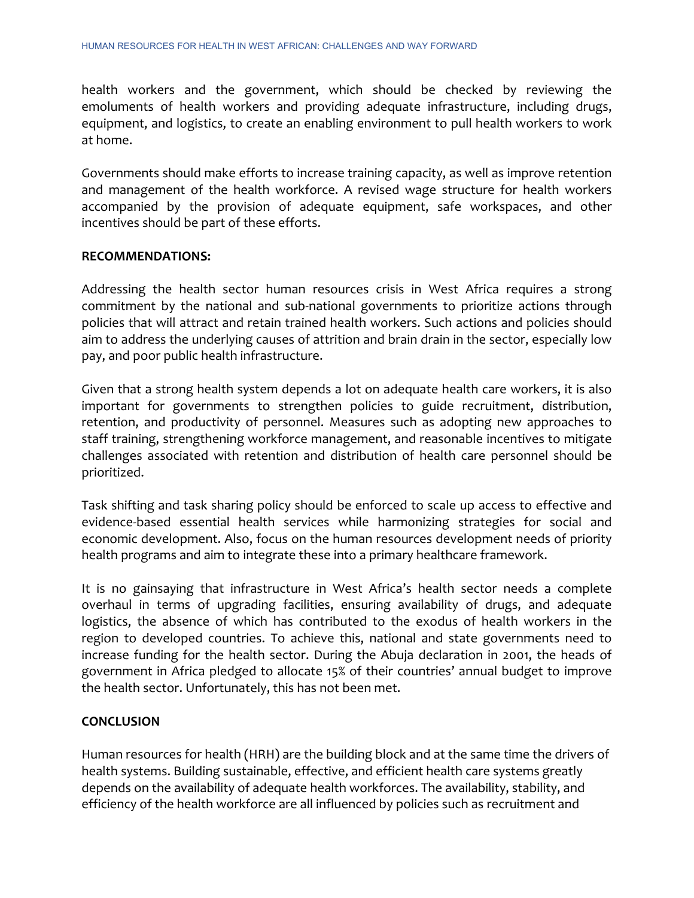health workers and the government, which should be checked by reviewing the emoluments of health workers and providing adequate infrastructure, including drugs, equipment, and logistics, to create an enabling environment to pull health workers to work at home.

Governments should make efforts to increase training capacity, as well as improve retention and management of the health workforce. A revised wage structure for health workers accompanied by the provision of adequate equipment, safe workspaces, and other incentives should be part of these efforts.

## RECOMMENDATIONS:

Addressing the health sector human resources crisis in West Africa requires a strong commitment by the national and sub-national governments to prioritize actions through policies that will attract and retain trained health workers. Such actions and policies should aim to address the underlying causes of attrition and brain drain in the sector, especially low pay, and poor public health infrastructure.

Given that a strong health system depends a lot on adequate health care workers, it is also important for governments to strengthen policies to guide recruitment, distribution, retention, and productivity of personnel. Measures such as adopting new approaches to staff training, strengthening workforce management, and reasonable incentives to mitigate challenges associated with retention and distribution of health care personnel should be prioritized.

Task shifting and task sharing policy should be enforced to scale up access to effective and evidence-based essential health services while harmonizing strategies for social and economic development. Also, focus on the human resources development needs of priority health programs and aim to integrate these into a primary healthcare framework.

It is no gainsaying that infrastructure in West Africa's health sector needs a complete overhaul in terms of upgrading facilities, ensuring availability of drugs, and adequate logistics, the absence of which has contributed to the exodus of health workers in the region to developed countries. To achieve this, national and state governments need to increase funding for the health sector. During the Abuja declaration in 2001, the heads of government in Africa pledged to allocate 15% of their countries' annual budget to improve the health sector. Unfortunately, this has not been met.

## CONCLUSION

Human resources for health (HRH) are the building block and at the same time the drivers of health systems. Building sustainable, effective, and efficient health care systems greatly depends on the availability of adequate health workforces. The availability, stability, and efficiency of the health workforce are all influenced by policies such as recruitment and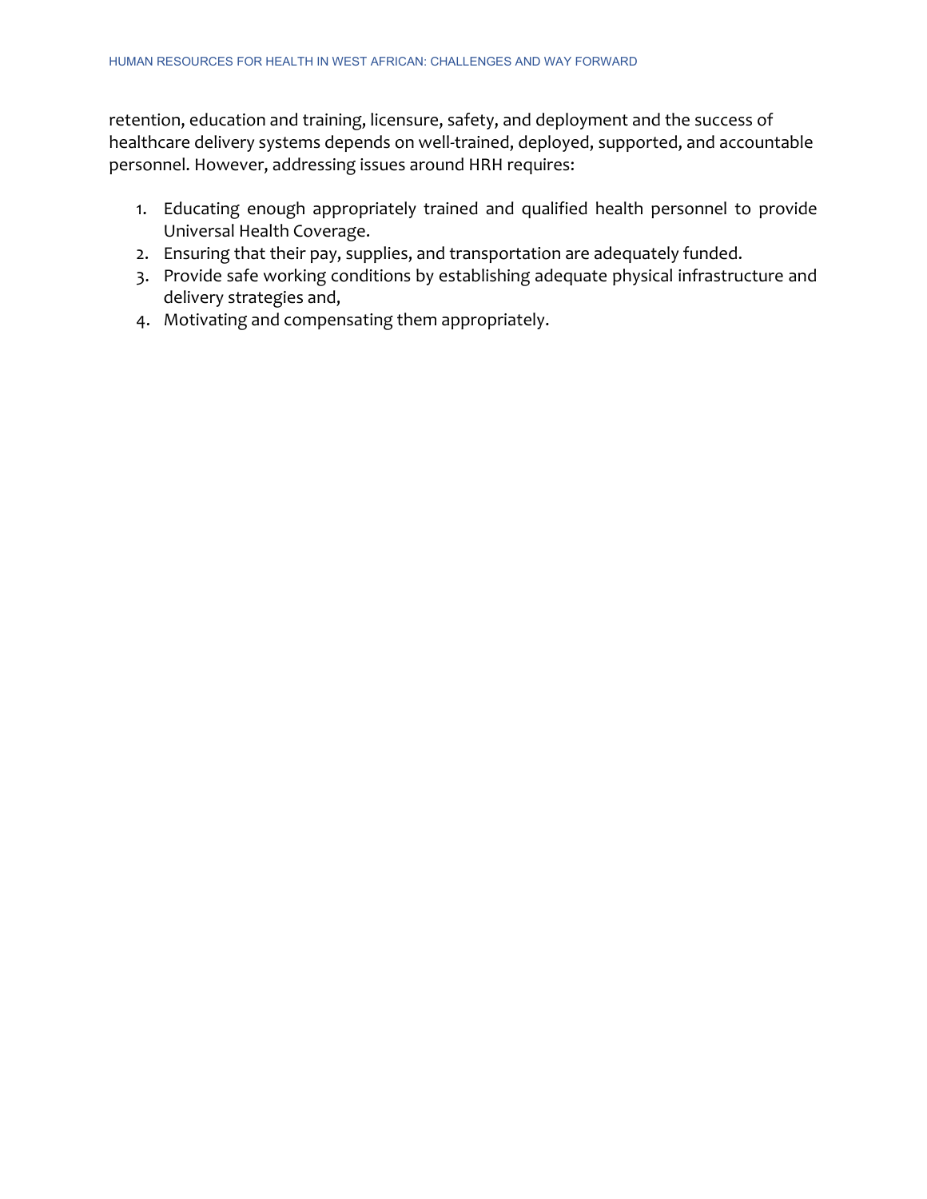retention, education and training, licensure, safety, and deployment and the success of healthcare delivery systems depends on well-trained, deployed, supported, and accountable personnel. However, addressing issues around HRH requires:

1. Educating enough appropriately trained and qualified health personnel to provide Universal Health Coverage.
2. Ensuring that their pay, supplies, and transportation are adequately funded.
3. Provide safe working conditions by establishing adequate physical infrastructure and delivery strategies and,
4. Motivating and compensating them appropriately.